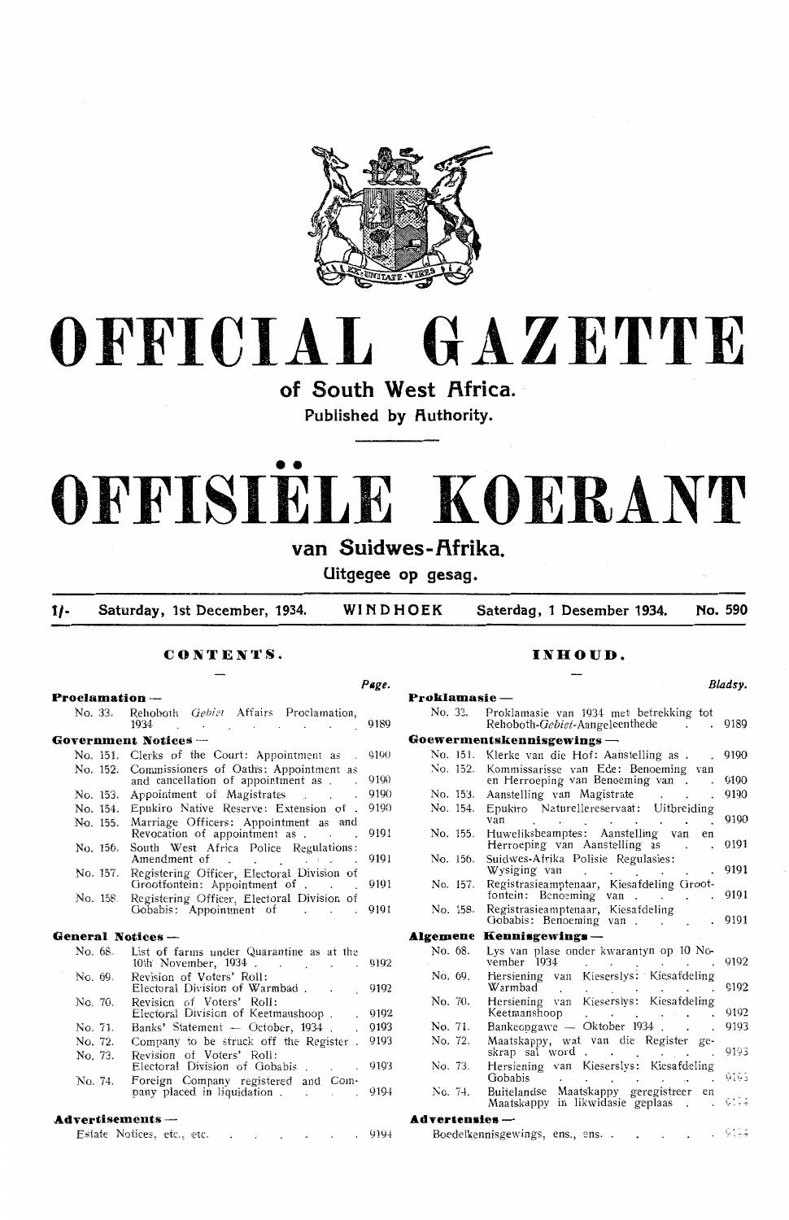# OFFICIAL GAZETTE

## of South West Africa.

Published by Authority.

# OFFISIËLE KOERANT

## van Suidwes-Afrika.

Uitgegee op gesag.

1/- Saturday, 1st December, 1934. WINDHOEK Saterdag, 1 Desember 1934. No. 590

## CONTENTS.

| | | Page. |
|---|---|---|
| **Proclamation —** | | |
| No. 33. | Rehoboth *Gebiet* Affairs Proclamation, 1934 | 9189 |
| **Government Notices —** | | |
| No. 151. | Clerks of the Court: Appointment as | 9190 |
| No. 152. | Commissioners of Oaths: Appointment as and cancellation of appointment as | 9190 |
| No. 153. | Appointment of Magistrates | 9190 |
| No. 154. | Epukiro Native Reserve: Extension of | 9190 |
| No. 155. | Marriage Officers: Appointment as and Revocation of appointment as | 9191 |
| No. 156. | South West Africa Police Regulations: Amendment of | 9191 |
| No. 157. | Registering Officer, Electoral Division of Grootfontein: Appointment of | 9191 |
| No. 158. | Registering Officer, Electoral Division of Gobabis: Appointment of | 9191 |
| **General Notices —** | | |
| No. 68. | List of farms under Quarantine as at the 10th November, 1934 | 9192 |
| No. 69. | Revision of Voters' Roll: Electoral Division of Warmbad | 9192 |
| No. 70. | Revision of Voters' Roll: Electoral Division of Keetmanshoop | 9192 |
| No. 71. | Banks' Statement — October, 1934 | 9193 |
| No. 72. | Company to be struck off the Register | 9193 |
| No. 73. | Revision of Voters' Roll: Electoral Division of Gobabis | 9193 |
| No. 74. | Foreign Company registered and Company placed in liquidation | 9194 |
| **Advertisements —** | | |
| | Estate Notices, etc., etc. | 9194 |

## INHOUD.

| | | Bladsy. |
|---|---|---|
| **Proklamasie —** | | |
| No. 33. | Proklamasie van 1934 met betrekking tot Rehoboth-*Gebiet*-Aangeleenthede | 9189 |
| **Goewermentskennisgewings —** | | |
| No. 151. | Klerke van die Hof: Aanstelling as | 9190 |
| No. 152. | Kommissarisse van Ede: Benoeming van en Herroeping van Benoeming van | 9190 |
| No. 153. | Aanstelling van Magistrate | 9190 |
| No. 154. | Epukiro Naturellereservaat: Uitbreiding van | 9190 |
| No. 155. | Huweliksbeamptes: Aanstelling van en Herroeping van Aanstelling as | 9191 |
| No. 156. | Suidwes-Afrika Polisie Regulasies: Wysiging van | 9191 |
| No. 157. | Registrasieamptenaar, Kiesafdeling Grootfontein: Benoeming van | 9191 |
| No. 158. | Registrasieamptenaar, Kiesafdeling Gobabis: Benoeming van | 9191 |
| **Algemene Kennisgewings —** | | |
| No. 68. | Lys van plase onder kwarantyn op 10 November 1934 | 9192 |
| No. 69. | Hersiening van Kieserslys: Kiesafdeling Warmbad | 9192 |
| No. 70. | Hersiening van Kieserslys: Kiesafdeling Keetmanshoop | 9192 |
| No. 71. | Bankeopgawe — Oktober 1934 | 9193 |
| No. 72. | Maatskappy, wat van die Register geskrap sal word | 9193 |
| No. 73. | Hersiening van Kieserslys: Kiesafdeling Gobabis | 9193 |
| No. 74. | Buitelandse Maatskappy geregistreer en Maatskappy in likwidasie geplaas | 9194 |
| **Advertensies —** | | |
| | Boedelkennisgewings, ens., ens. | 9194 |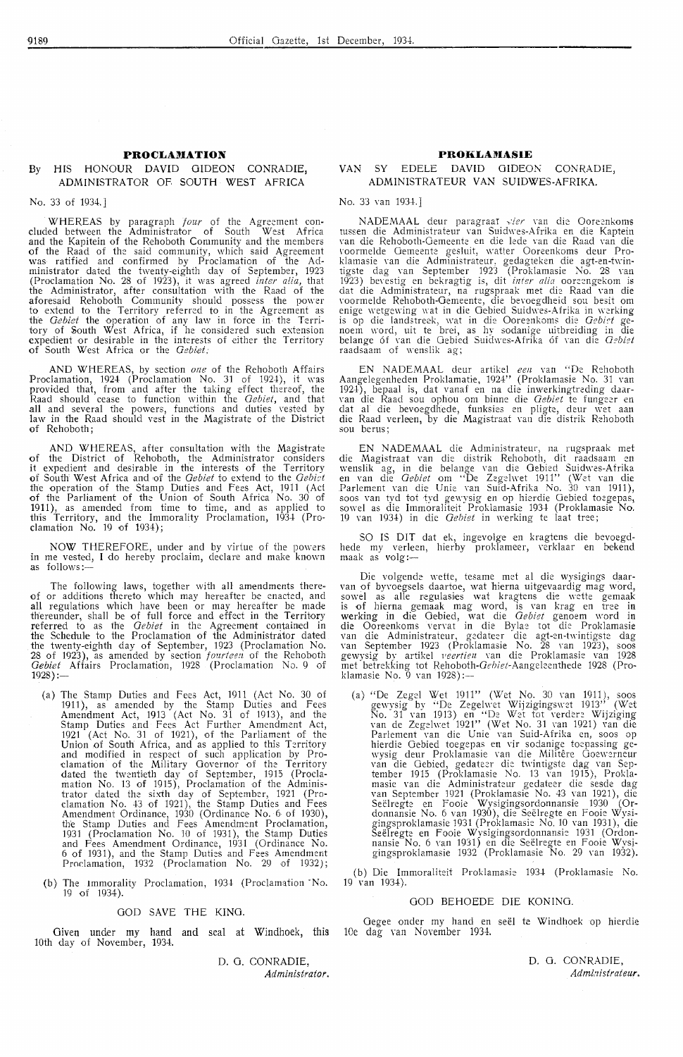## PROCLAMATION

### By HIS HONOUR DAVID GIDEON CONRADIE, ADMINISTRATOR OF SOUTH WEST AFRICA

No. 33 of 1934.]

WHEREAS by paragraph *four* of the Agreement concluded between the Administrator of South West Africa and the Kapitein of the Rehoboth Community and the members of the Raad of the said community, which said Agreement was ratified and confirmed by Proclamation of the Administrator dated the twenty-eighth day of September, 1923 (Proclamation No. 28 of 1923), it was agreed *inter alia,* that the Administrator, after consultation with the Raad of the aforesaid Rehoboth Community should possess the power to extend to the Territory referred to in the Agreement as the *Gebiet* the operation of any law in force in the Territory of South West Africa, if he considered such extension expedient or desirable in the interests of either the Territory of South West Africa or the *Gebiet:*

AND WHEREAS, by section *one* of the Rehoboth Affairs Proclamation, 1924 (Proclamation No. 31 of 1924), it was provided that, from and after the taking effect thereof, the Raad should cease to function within the *Gebiet,* and that all and several the powers, functions and duties vested by law in the Raad should vest in the Magistrate of the District of Rehoboth;

AND WHEREAS, after consultation with the Magistrate of the District of Rehoboth, the Administrator considers it expedient and desirable in the interests of the Territory of South West Africa and of the *Gebiet* to extend to the *Gebiet* the operation of the Stamp Duties and Fees Act, 1911 (Act of the Parliament of the Union of South Africa No. 30 of 1911), as amended from time to time, and as applied to this Territory, and the Immorality Proclamation, 1934 (Proclamation No. 19 of 1934);

NOW THEREFORE, under and by virtue of the powers in me vested, I do hereby proclaim, declare and make known as follows:—

The following laws, together with all amendments thereof or additions thereto which may hereafter be enacted, and all regulations which have been or may hereafter be made thereunder, shall be of full force and effect in the Territory referred to as the *Gebiet* in the Agreement contained in the Schedule to the Proclamation of the Administrator dated the twenty-eighth day of September, 1923 (Proclamation No. 28 of 1923), as amended by section *fourteen* of the Rehoboth *Gebiet* Affairs Proclamation, 1928 (Proclamation No. 9 of 1928):—

(a) The Stamp Duties and Fees Act, 1911 (Act No. 30 of 1911), as amended by the Stamp Duties and Fees Amendment Act, 1913 (Act No. 31 of 1913), and the Stamp Duties and Fees Act Further Amendment Act, 1921 (Act No. 31 of 1921), of the Parliament of the Union of South Africa, and as applied to this Territory and modified in respect of such application by Proclamation of the Military Governor of the Territory dated the twentieth day of September, 1915 (Proclamation No. 13 of 1915), Proclamation of the Administrator dated the sixth day of September, 1921 (Proclamation No. 43 of 1921), the Stamp Duties and Fees Amendment Ordinance, 1930 (Ordinance No. 6 of 1930), the Stamp Duties and Fees Amendment Proclamation, 1931 (Proclamation No. 10 of 1931), the Stamp Duties and Fees Amendment Ordinance, 1931 (Ordinance No. 6 of 1931), and the Stamp Duties and Fees Amendment Proclamation, 1932 (Proclamation No. 29 of 1932);

(b) The Immorality Proclamation, 1934 (Proclamation No. 19 of 1934).

GOD SAVE THE KING.

Given under my hand and seal at Windhoek, this 10th day of November, 1934.

D. G. CONRADIE,
*Administrator.*

## PROKLAMASIE

### VAN SY EDELE DAVID GIDEON CONRADIE, ADMINISTRATEUR VAN SUIDWES-AFRIKA.

No. 33 van 1934.]

NADEMAAL deur paragraaf *vier* van die Ooreenkoms tussen die Administrateur van Suidwes-Afrika en die Kaptein van die Rehoboth-Gemeente en die lede van die Raad van die voormelde Gemeente gesluit, watter Ooreenkoms deur Proklamasie van die Administrateur, gedagteken die agt-en-twintigste dag van September 1923 (Proklamasie No. 28 van 1923) bevestig en bekragtig is, dit *inter alia* ooreengekom is dat die Administrateur, na rugspraak met die Raad van die voormelde Rehoboth-Gemeente, die bevoegdheid sou besit om enige wetgewing wat in die Gebied Suidwes-Afrika in werking is op die landstreek, wat in die Ooreenkoms die *Gebiet* genoem word, uit te brei, as hy sodanige uitbreiding in die belange óf van die Gebied Suidwes-Afrika óf van die *Gebiet* raadsaam of wenslik ag;

EN NADEMAAL deur artikel *een* van "De Rehoboth Aangelegenheden Proklamatie, 1924" (Proklamasie No. 31 van 1924), bepaal is, dat vanaf en na die inwerkingtreding daarvan die Raad sou ophou om binne die *Gebiet* te fungeer en dat al die bevoegdhede, funksies en pligte, deur wet aan die Raad verleen, by die Magistraat van die distrik Rehoboth sou berus;

EN NADEMAAL die Administrateur, na rugspraak met die Magistraat van die distrik Rehoboth, dit raadsaam en wenslik ag, in die belange van die Gebied Suidwes-Afrika en van die *Gebiet* om "De Zegelwet 1911" (Wet van die Parlement van die Unie van Suid-Afrika No. 30 van 1911), soos van tyd tot tyd gewysig en op hierdie Gebied toegepas, sowel as die Immoraliteit Proklamasie 1934 (Proklamasie No. 19 van 1934) in die *Gebiet* in werking te laat tree;

SO IS DIT dat ek, ingevolge en kragtens die bevoegdhede my verleen, hierby proklameer, verklaar en bekend maak as volg:—

Die volgende wette, tesame met al die wysigings daarvan of byvoegsels daartoe, wat hierna uitgevaardig mag word, sowel as alle regulasies wat kragtens die wette gemaak is of hierna gemaak mag word, is van krag en tree in werking in die Gebied, wat die *Gebiet* genoem word in die Ooreenkoms vervat in die Bylae tot die Proklamasie van die Administrateur, gedateer die agt-en-twintigste dag van September 1923 (Proklamasie No. 28 van 1923), soos gewysig by artikel *veertien* van die Proklamasie van 1928 met betrekking tot Rehoboth-*Gebiet*-Aangeleenthede 1928 (Proklamasie No. 9 van 1928):—

(a) "De Zegel Wet 1911" (Wet No. 30 van 1911), soos gewysig by "De Zegelwet Wijzigingswet 1913" (Wet No. 31 van 1913) en "De Wet tot verdere Wijziging van de Zegelwet 1921" (Wet No. 31 van 1921) van die Parlement van die Unie van Suid-Afrika en, soos op hierdie Gebied toegepas en vir sodanige toepassing gewysig deur Proklamasie van die Militêre Goewerneur van die Gebied, gedateer die twintigste dag van September 1915 (Proklamasie No. 13 van 1915), Proklamasie van die Administrateur gedateer die sesde dag van September 1921 (Proklamasie No. 43 van 1921), die Seëlregte en Fooie Wysigingsordonnansie 1930 (Ordonnansie No. 6 van 1930), die Seëlregte en Fooie Wysigingsproklamasie 1931 (Proklamasie No. 10 van 1931), die Seëlregte en Fooie Wysigingsordonnansie 1931 (Ordonnansie No. 6 van 1931) en die Seëlregte en Fooie Wysigingsproklamasie 1932 (Proklamasie No. 29 van 1932).

(b) Die Immoraliteit Proklamasie 1934 (Proklamasie No. 19 van 1934).

GOD BEHOEDE DIE KONING.

Gegee onder my hand en seël te Windhoek op hierdie 10e dag van November 1934.

D. G. CONRADIE,
*Administrateur.*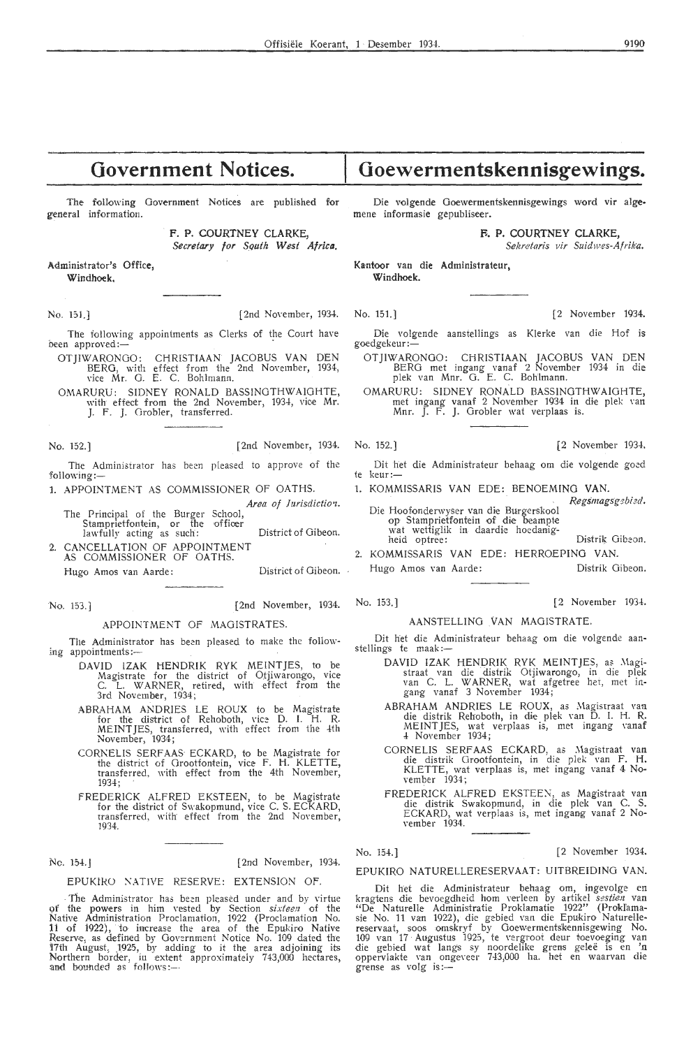# Government Notices.

The following Government Notices are published for general information.

F. P. COURTNEY CLARKE,
*Secretary for South West Africa.*

Administrator's Office,
Windhoek.

---

No. 151.] [2nd November, 1934.

The following appointments as Clerks of the Court have been approved:—

OTJIWARONGO: CHRISTIAAN JACOBUS VAN DEN BERG, with effect from the 2nd November, 1934, vice Mr. G. E. C. Bohlmann.

OMARURU: SIDNEY RONALD BASSINGTHWAIGHTE, with effect from the 2nd November, 1934, vice Mr. J. F. J. Grobler, transferred.

---

No. 152.] [2nd November, 1934.

The Administrator has been pleased to approve of the following:—

1. APPOINTMENT AS COMMISSIONER OF OATHS.

| | *Area of Jurisdiction.* |
|---|---|
| The Principal of the Burger School, Stampriefontein, or the officer lawfully acting as such: | District of Gibeon. |

2. CANCELLATION OF APPOINTMENT AS COMMISSIONER OF OATHS.

| | |
|---|---|
| Hugo Amos van Aarde: | District of Gibeon. |

---

No. 153.] [2nd November, 1934.

APPOINTMENT OF MAGISTRATES.

The Administrator has been pleased to make the following appointments:—

DAVID IZAK HENDRIK RYK MEINTJES, to be Magistrate for the district of Otjiwarongo, vice C. L. WARNER, retired, with effect from the 3rd November, 1934;

ABRAHAM ANDRIES LE ROUX to be Magistrate for the district of Rehoboth, vice D. I. H. R. MEINTJES, transferred, with effect from the 4th November, 1934;

CORNELIS SERFAAS ECKARD, to be Magistrate for the district of Grootfontein, vice F. H. KLETTE, transferred, with effect from the 4th November, 1934;

FREDERICK ALFRED EKSTEEN, to be Magistrate for the district of Swakopmund, vice C. S. ECKARD, transferred, with effect from the 2nd November, 1934.

---

No. 154.] [2nd November, 1934.

EPUKIRO NATIVE RESERVE: EXTENSION OF.

The Administrator has been pleased under and by virtue of the powers in him vested by Section *sixteen* of the Native Administration Proclamation, 1922 (Proclamation No. 11 of 1922), to increase the area of the Epukiro Native Reserve, as defined by Government Notice No. 109 dated the 17th August, 1925, by adding to it the area adjoining its Northern border, in extent approximately 743,000 hectares, and bounded as follows:—

# Goewermentskennisgewings.

Die volgende Goewermentskennisgewings word vir algemene informasie gepubliseer.

F. P. COURTNEY CLARKE,
*Sekretaris vir Suidwes-Afrika.*

Kantoor van die Administrateur,
Windhoek.

---

No. 151.] [2 November 1934.

Die volgende aanstellings as Klerke van die Hof is goedgekeur:—

OTJIWARONGO: CHRISTIAAN JACOBUS VAN DEN BERG met ingang vanaf 2 November 1934 in die plek van Mnr. G. E. C. Bohlmann.

OMARURU: SIDNEY RONALD BASSINGTHWAIGHTE, met ingang vanaf 2 November 1934 in die plek van Mnr. J. F. J. Grobler wat verplaas is.

---

No. 152.] [2 November 1934.

Dit het die Administrateur behaag om die volgende goed te keur:—

1. KOMMISSARIS VAN EDE: BENOEMING VAN.

| | *Regsmagsgebied.* |
|---|---|
| Die Hoofonderwyser van die Burgerskool op Stampriefontein of die beampte wat wettiglik in daardie hoedanigheid optree: | Distrik Gibeon. |

2. KOMMISSARIS VAN EDE: HERROEPING VAN.

| | |
|---|---|
| Hugo Amos van Aarde: | Distrik Gibeon. |

---

No. 153.] [2 November 1934.

AANSTELLING VAN MAGISTRATE.

Dit het die Administrateur behaag om die volgende aanstellings te maak:—

DAVID IZAK HENDRIK RYK MEINTJES, as Magistraat van die distrik Otjiwarongo, in die plek van C. L. WARNER, wat afgetree het, met ingang vanaf 3 November 1934;

ABRAHAM ANDRIES LE ROUX, as Magistraat van die distrik Rehoboth, in die plek van D. I. H. R. MEINTJES, wat verplaas is, met ingang vanaf 4 November 1934;

CORNELIS SERFAAS ECKARD, as Magistraat van die distrik Grootfontein, in die plek van F. H. KLETTE, wat verplaas is, met ingang vanaf 4 November 1934;

FREDERICK ALFRED EKSTEEN, as Magistraat van die distrik Swakopmund, in die plek van C. S. ECKARD, wat verplaas is, met ingang vanaf 2 November 1934.

---

No. 154.] [2 November 1934.

EPUKIRO NATURELLERESERVAAT: UITBREIDING VAN.

Dit het die Administrateur behaag om, ingevolge en kragtens die bevoegdheid hom verleen by artikel *sestien* van "De Naturelle Administratie Proklamatie 1922" (Proklamasie No. 11 van 1922), die gebied van die Epukiro Naturellereservaat, soos omskryf by Goewermentskennisgewing No. 109 van 17 Augustus 1925, te vergroot deur toevoeging van die gebied wat langs sy noordelike grens geleë is en 'n oppervlakte van ongeveer 743,000 ha. het en waarvan die grense as volg is:—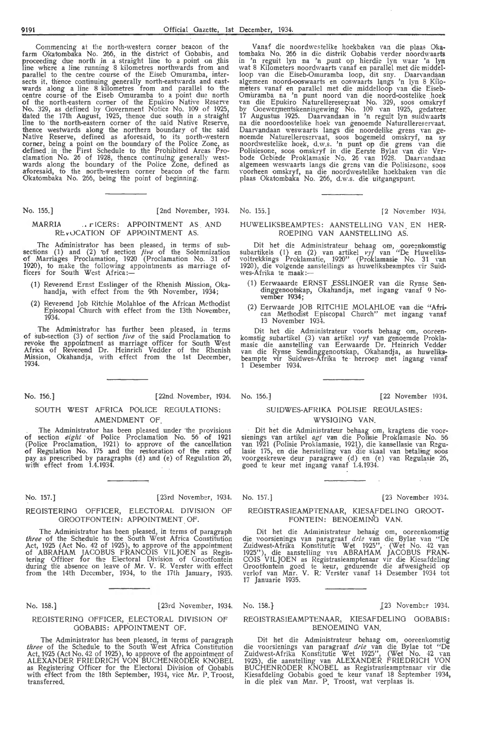Commencing at the north-western corner beacon of the farm Okatombaka No. 266, in the district of Gobabis, and proceeding due north in a straight line to a point on this line where a line running 8 kilometres northwards from and parallel to the centre course of the Eiseb Omuramba, intersects it, thence continuing generally north-eastwards and eastwards along a line 8 kilometres from and parallel to the centre course of the Eiseb Omuramba to a point due north of the north-eastern corner of the Epukiro Native Reserve No. 329, as defined by Government Notice No. 109 of 1925, dated the 17th August, 1925, thence due south in a straight line to the north-eastern corner of the said Native Reserve, thence westwards along the northern boundary of the said Native Reserve, defined as aforesaid, to its north-western corner, being a point on the boundary of the Police Zone, as defined in the First Schedule to the Prohibited Areas Proclamation No. 26 of 1928, thence continuing generally westwards along the boundary of the Police Zone, defined as aforesaid, to the north-western corner beacon of the farm Okatombaka No. 266, being the point of beginning.

Vanaf die noordwestelike hoekbaken van die plaas Okatombaka No. 266 in die distrik Gobabis verder noordwaarts in 'n reguit lyn na 'n punt op hierdie lyn waar 'n lyn wat 8 Kilometers noordwaarts vanaf en parallel met die middelloop van die Eiseb-Omuramba loop, dit sny. Daarvandaan algemeen noord-ooswaarts en ooswaarts langs 'n lyn 8 Kilometers vanaf en parallel met die middelloop van die Eiseb-Omuramba na 'n punt noord van die noord-oostelike hoek van die Epukiro Naturellereservaat No. 329, soos omskryf by Goewermentskennisgewing No. 109 van 1925, gedateer 17 Augustus 1925. Daarvandaan in 'n reguit lyn suidwaarts na die noordoostelike hoek van genoemde Naturellereservaat. Daarvandaan weswaarts langs die noordelike grens van genoemde Naturellereservaat, soos bogemeld omskryf, na sy noordwestelike hoek, d.w.s. 'n punt op die grens van die Polisiesone, soos omskryf in die Eerste Bylae van die Verbode Gebiede Proklamasie No. 26 van 1928. Daarvandaan algemeen weswaarts langs die grens van die Polisiesone, soos voorheen omskryf, na die noordwestelike hoekbaken van die plaas Okatombaka No. 266, d.w.s. die uitgangspunt.

---

No. 155.] [2nd November, 1934.

## MARRIAGE OFFICERS: APPOINTMENT AS AND REVOCATION OF APPOINTMENT AS.

The Administrator has been pleased, in terms of subsections (1) and (2) of section *five* of the Solemnization of Marriages Proclamation, 1920 (Proclamation No. 31 of 1920), to make the following appointments as marriage officers for South West Africa:—

(1) Reverend Ernst Esslinger of the Rhenish Mission, Okahandja, with effect from the 9th November, 1934;

(2) Reverend Job Ritchie Molahloe of the African Methodist Episcopal Church with effect from the 13th November, 1934.

The Administrator has further been pleased, in terms of sub-section (3) of section *five* of the said Proclamation to revoke the appointment as marriage officer for South West Africa of Reverend Dr. Heinrich Vedder of the Rhenish Mission, Okahandja, with effect from the 1st December, 1934.

No. 155.] [2 November 1934.

## HUWELIKSBEAMPTES: AANSTELLING VAN EN HERROEPING VAN AANSTELLING AS.

Dit het die Administrateur behaag om, ooreenkomstig subartikels (1) en (2) van artikel *vyf* van "De Huweliksvoltrekkings Proklamatie, 1920" (Proklamasie No. 31 van 1920), die volgende aanstellings as huweliksbeamptes vir Suidwes-Afrika te maak:—

(1) Eerwaarde ERNST ESSLINGER van die Rynse Sendinggenootskap, Okahandja, met ingang vanaf 9 November 1934;

(2) Eerwaarde JOB RITCHIE MOLAHLOE van die "African Methodist Episcopal Church" met ingang vanaf 13 November 1934.

Dit het die Administrateur voorts behaag om, ooreenkomstig subartikel (3) van artikel *vyf* van genoemde Proklamasie die aanstelling van Eerwaarde Dr. Heinrich Vedder van die Rynse Sendinggenootskap, Okahandja, as huweliksbeampte vir Suidwes-Afrika te herroep met ingang vanaf 1 Desember 1934.

---

No. 156.] [22nd November, 1934.

## SOUTH WEST AFRICA POLICE REGULATIONS: AMENDMENT OF.

The Administrator has been pleased under the provisions of section *eight* of Police Proclamation No. 56 of 1921 (Police Proclamation, 1921) to approve of the cancellation of Regulation No. 175 and the restoration of the rates of pay as prescribed by paragraphs (d) and (e) of Regulation 26, with effect from 1.4.1934.

No. 156.] [22 November 1934.

## SUIDWES-AFRIKA POLISIE REGULASIES: WYSIGING VAN.

Dit het die Administrateur behaag om, kragtens die voorsienings van artikel *agt* van die Polisie Proklamasie No. 56 van 1921 (Polisie Proklamasie, 1921), die kansellasie van Regulasie 175, en die herstelling van die skaal van betaling soos voorgeskrewe deur paragrawe (d) en (e) van Regulasie 26, goed te keur met ingang vanaf 1.4.1934.

---

No. 157.] [23rd November, 1934.

## REGISTERING OFFICER, ELECTORAL DIVISION OF GROOTFONTEIN: APPOINTMENT OF.

The Administrator has been pleased, in terms of paragraph *three* of the Schedule to the South West Africa Constitution Act, 1925 (Act No. 42 of 1925), to approve of the appointment of ABRAHAM JACOBUS FRANCOIS VILJOEN as Registering Officer for the Electoral Division of Grootfontein during the absence on leave of Mr. V. R. Verster with effect from the 14th December, 1934, to the 17th January, 1935.

No. 157.] [23 November 1934.

## REGISTRASIEAMPTENAAR, KIESAFDELING GROOTFONTEIN: BENOEMING VAN.

Dit het die Administrateur behaag om, ooreenkomstig die voorsienings van paragraaf *drie* van die Bylae van "De Zuidwest-Afrika Konstitutie Wet 1925", (Wet No. 42 van 1925"), die aanstelling van ABRAHAM JACOBUS FRANCOIS VILJOEN as Registrasieamptenaar vir die Kiesafdeling Grootfontein goed te keur, gedurende die afwesigheid op verlof van Mnr. V. R. Verster vanaf 14 Desember 1934 tot 17 Januarie 1935.

---

No. 158.] [23rd November, 1934.

## REGISTERING OFFICER, ELECTORAL DIVISION OF GOBABIS: APPOINTMENT OF.

The Administrator has been pleased, in terms of paragraph *three* of the Schedule to the South West Africa Constitution Act, 1925 (Act No. 42 of 1925), to approve of the appointment of ALEXANDER FRIEDRICH VON BUCHENRÖDER KNOBEL as Registering Officer for the Electoral Division of Gobabis with effect from the 18th September, 1934, vice Mr. P. Troost, transferred.

No. 158.] [23 November 1934.

## REGISTRASIEAMPTENAAR, KIESAFDELING GOBABIS: BENOEMING VAN.

Dit het die Administrateur behaag om, ooreenkomstig die voorsienings van paragraaf *drie* van die Bylae tot "De Zuidwest-Afrika Konstitutie Wet 1925", (Wet No. 42 van 1925), die aanstelling van ALEXANDER FRIEDRICH VON BUCHENRÖDER KNOBEL as Registrasieamptenaar vir die Kiesafdeling Gobabis goed te keur vanaf 18 September 1934, in die plek van Mnr. P. Troost, wat verplaas is.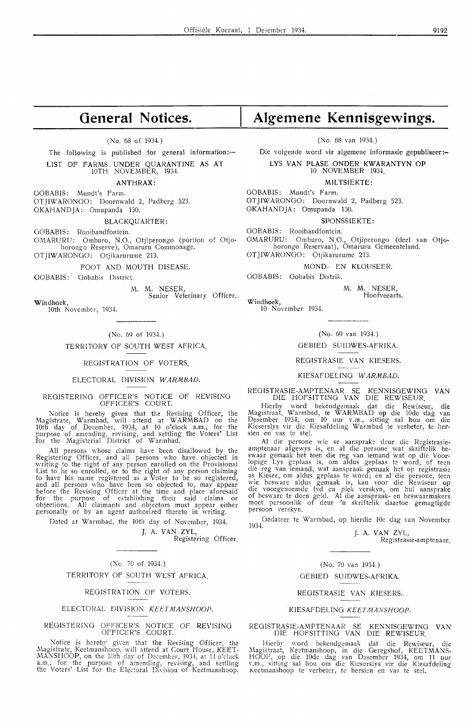# General Notices.

(No. 68 of 1934.)

The following is published for general information:—

LIST OF FARMS UNDER QUARANTINE AS AT 10TH NOVEMBER, 1934.

ANTHRAX:

GOBABIS: Mundt's Farm.
OTJIWARONGO: Doornwald 2, Padberg 523.
OKAHANDJA: Omupanda 130.

BLACKQUARTER:

GOBABIS: Rooibandfontein.
OMARURU: Omburo, N.O., Otjiperongo (portion of Otjohorongo Reserve), Omaruru Commonage.
OTJIWARONGO: Otjikarurume 213.

FOOT AND MOUTH DISEASE.

GOBABIS: Gobabis District.

M. M. NESER,
Senior Veterinary Officer.

Windhoek,
10th November, 1934.

---

(No. 69 of 1934.)

TERRITORY OF SOUTH WEST AFRICA.

REGISTRATION OF VOTERS.

ELECTORAL DIVISION *WARMBAD*.

REGISTERING OFFICER'S NOTICE OF REVISING OFFICER'S COURT.

Notice is hereby given that the Revising Officer, the Magistrate, Warmbad, will attend at WARMBAD on the 10th day of December, 1934, at 10 o'clock a.m., for the purpose of amending, revising, and settling the Voters' List for the Magisterial District of Warmbad.

All persons whose claims have been disallowed by the Registering Officer, and all persons who have objected in writing to the right of any person enrolled on the Provisional List to be so enrolled, or to the right of any person claiming to have his name registered as a Voter to be so registered, and all persons who have been so objected to, may appear before the Revising Officer at the time and place aforesaid for the purpose of establishing their said claims or objections. All claimants and objectors must appear either personally or by an agent authorized thereto in writing.

Dated at Warmbad, the 10th day of November, 1934.

J. A. VAN ZYL,
Registering Officer.

---

(No. 70 of 1934.)

TERRITORY OF SOUTH WEST AFRICA.

REGISTRATION OF VOTERS.

ELECTORAL DIVISION *KEETMANSHOOP*.

REGISTERING OFFICER'S NOTICE OF REVISING OFFICER'S COURT.

Notice is hereby given that the Revising Officer, the Magistrate, Keetmanshoop, will attend at Court House, KEETMANSHOOP, on the 10th day of December, 1934, at 11 o'clock a.m., for the purpose of amending, revising, and settling the Voters' List for the Electoral Division of Keetmanshoop.

# Algemene Kennisgewings.

(No. 68 van 1934.)

Die volgende word vir algemene informasie gepubliseer:—

LYS VAN PLASE ONDER KWARANTYN OP 10 NOVEMBER 1934.

MILTSIEKTE:

GOBABIS: Mundt's Farm.
OTJIWARONGO: Doornwald 2, Padberg 523.
OKAHANDJA: Omupanda 130.

SPONSSIEKTE:

GOBABIS: Rooibandfontein.
OMARURU: Omburo, N.O., Otjiperongo (deel van Otjohorongo Reservaat), Omaruru Gemeenteland.
OTJIWARONGO: Otjikarurume 213.

MOND- EN KLOUSEER.

GOBABIS: Gobabis Distrik.

M. M. NESER,
Hoofveearts.

Windhoek,
10 November 1934.

---

(No. 69 van 1934.)

GEBIED SUIDWES-AFRIKA.

REGISTRASIE VAN KIESERS.

KIESAFDELING *WARMBAD*.

REGISTRASIE-AMPTENAAR SE KENNISGEWING VAN DIE HOFSITTING VAN DIE REWISEUR.

Hierby word bekendgemaak dat die Rewiseur, die Magistraat, Warmbad, te WARMBAD op die 10de dag van Desember 1934, om 10 uur v.m., sitting sal hou om die Kieserslys vir die Kiesafdeling Warmbad te verbeter, te hersien en vas te stel.

Al die persone wie se aansprake deur die Registrasie-amptenaar afgewys is, en al die persone wat skriftelik beswaar gemaak het teen die reg van iemand wat op die Voorlopige Lys geplaas is, om aldus geplaas te word, of teen die reg van iemand, wat aanspraak gemaak het op registrasie as Kieser, om aldus geplaas te word; en al die persone, teen wie besware aldus gemaak is, kan voor die Rewiseur op die voorgenoemde tyd en plek verskyn, om hul aansprake of besware te doen geld. Al die aanspraak- en beswaarmakers moet persoonlik of deur 'n skriftelik daartoe gemagtigde persoon verskyn.

Gedateer te Warmbad, op hierdie 10e dag van November 1934.

J. A. VAN ZYL,
Registrasie-amptenaar.

---

(No. 70 van 1934.)

GEBIED SUIDWES-AFRIKA.

REGISTRASIE VAN KIESERS.

KIESAFDELING *KEETMANSHOOP*.

REGISTRASIE-AMPTENAAR SE KENNISGEWING VAN DIE HOFSITTING VAN DIE REWISEUR.

Hierby word bekendgemaak dat die Rewiseur, die Magistraat, Keetmanshoop, in die Geregshof, KEETMANSHOOP, op die 10de dag van Desember 1934, om 11 uur v.m., sitting sal hou om die Kieserslys vir die Kiesafdeling Keetmanshoop te verbeter, te hersien en vas te stel.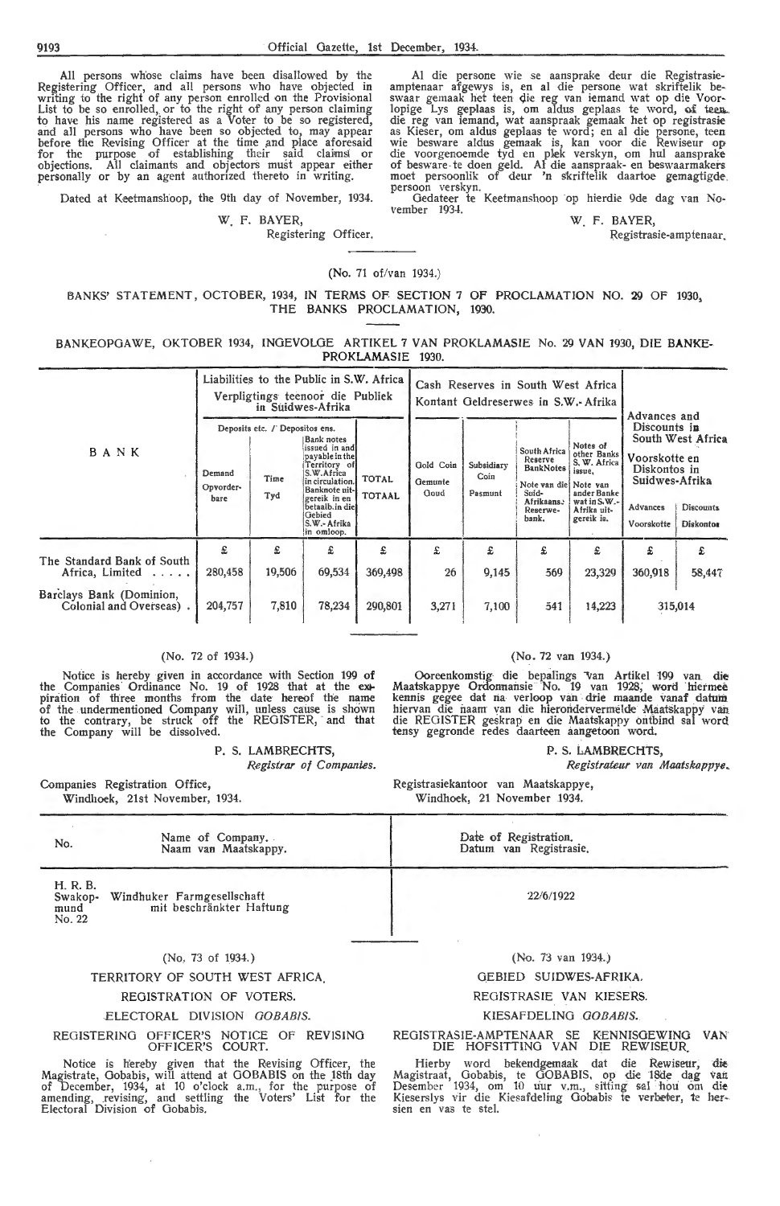All persons whose claims have been disallowed by the Registering Officer, and all persons who have objected in writing to the right of any person enrolled on the Provisional List to be so enrolled, or to the right of any person claiming to have his name registered as a Voter to be so registered, and all persons who have been so objected to, may appear before the Revising Officer at the time and place aforesaid for the purpose of establishing their said claims or objections. All claimants and objectors must appear either personally or by an agent authorized thereto in writing.

Dated at Keetmanshoop, the 9th day of November, 1934.

W. F. BAYER,
Registering Officer.

Al die persone wie se aansprake deur die Registrasie-amptenaar afgewys is, en al die persone wat skriftelik beswaar gemaak het teen die reg van iemand wat op die Voorlopige Lys geplaas is, om aldus geplaas te word, of teen die reg van iemand, wat aanspraak gemaak het op registrasie as Kieser, om aldus geplaas te word; en al die persone, teen wie besware aldus gemaak is, kan voor die Rewiseur op die voorgenoemde tyd en plek verskyn, om hul aansprake of besware te doen geld. Al die aanspraak- en beswaarmakers moet persoonlik of deur 'n skriftelik daartoe gemagtigde persoon verskyn.

Gedateer te Keetmanshoop op hierdie 9de dag van November 1934.

W. F. BAYER,
Registrasie-amptenaar.

(No. 71 of/van 1934.)

BANKS' STATEMENT, OCTOBER, 1934, IN TERMS OF SECTION 7 OF PROCLAMATION NO. 29 OF 1930, THE BANKS PROCLAMATION, 1930.

BANKEOPGAWE, OKTOBER 1934, INGEVOLGE ARTIKEL 7 VAN PROKLAMASIE No. 29 VAN 1930, DIE BANKE-PROKLAMASIE 1930.

| BANK | Liabilities to the Public in S.W. Africa / Verpligtings teenoor die Publiek in Suidwes-Afrika | | | | Cash Reserves in South West Africa / Kontant Geldreserwes in S.W.-Afrika | | | | Advances and Discounts in South West Africa / Voorskotte en Diskontos in Suidwes-Afrika | |
|---|---|---|---|---|---|---|---|---|---|---|
| | Deposits etc. / Depositos ens. | | | | | | | | | |
| | Demand / Opvorderbare | Time / Tyd | Bank notes issued in and payable in the Territory of S.W. Africa in circulation. / Banknote uitgereik in en betaalb. in die Gebied S.W.-Afrika in omloop. | TOTAL / TOTAAL | Gold Coin / Gemunte Goud | Subsidiary Coin / Pasmunt | South Africa Reserve Bank Notes / Note van die Suid-Afrikaanse Reserwebank. | Notes of other Banks S. W. Africa issue. / Note van ander Banke wat in S.W.-Afrika uitgereik is. | Advances / Voorskotte | Discounts / Diskontos |
| | £ | £ | £ | £ | £ | £ | £ | £ | £ | £ |
| The Standard Bank of South Africa, Limited | 280,458 | 19,506 | 69,534 | 369,498 | 26 | 9,145 | 569 | 23,329 | 360,918 | 58,447 |
| Barclays Bank (Dominion, Colonial and Overseas) | 204,757 | 7,810 | 78,234 | 290,801 | 3,271 | 7,100 | 541 | 14,223 | 315,014 | |

(No. 72 of 1934.)

Notice is hereby given in accordance with Section 199 of the Companies Ordinance No. 19 of 1928 that at the expiration of three months from the date hereof the name of the undermentioned Company will, unless cause is shown to the contrary, be struck off the REGISTER, and that the Company will be dissolved.

P. S. LAMBRECHTS,
*Registrar of Companies.*

Companies Registration Office,
Windhoek, 21st November, 1934.

(No. 72 van 1934.)

Ooreenkomstig die bepalings van Artikel 199 van die Maatskappye Ordonnansie No. 19 van 1928, word hiermee kennis gegee dat na verloop van drie maande vanaf datum hiervan die naam van die hierondervermelde Maatskappy van die REGISTER geskrap en die Maatskappy ontbind sal word tensy gegronde redes daarteen aangetoon word.

P. S. LAMBRECHTS,
*Registrateur van Maatskappye.*

Registrasiekantoor van Maatskappye,
Windhoek, 21 November 1934.

| No. | Name of Company. / Naam van Maatskappy. | Date of Registration. / Datum van Registrasie. |
|---|---|---|
| H. R. B. Swakopmund No. 22 | Windhuker Farmgesellschaft mit beschränkter Haftung | 22/6/1922 |

(No. 73 of 1934.)

TERRITORY OF SOUTH WEST AFRICA.

REGISTRATION OF VOTERS.

ELECTORAL DIVISION *GOBABIS.*

REGISTERING OFFICER'S NOTICE OF REVISING OFFICER'S COURT.

Notice is hereby given that the Revising Officer, the Magistrate, Gobabis, will attend at GOBABIS on the 18th day of December, 1934, at 10 o'clock a.m., for the purpose of amending, revising, and settling the Voters' List for the Electoral Division of Gobabis.

(No. 73 van 1934.)

GEBIED SUIDWES-AFRIKA.

REGISTRASIE VAN KIESERS.

KIESAFDELING *GOBABIS.*

REGISTRASIE-AMPTENAAR SE KENNISGEWING VAN DIE HOFSITTING VAN DIE REWISEUR.

Hierby word bekendgemaak dat die Rewiseur, die Magistraat, Gobabis, te GOBABIS, op die 18de dag van Desember 1934, om 10 uur v.m., sitting sal hou om die Kieserslys vir die Kiesafdeling Gobabis te verbeter, te hersien en vas te stel.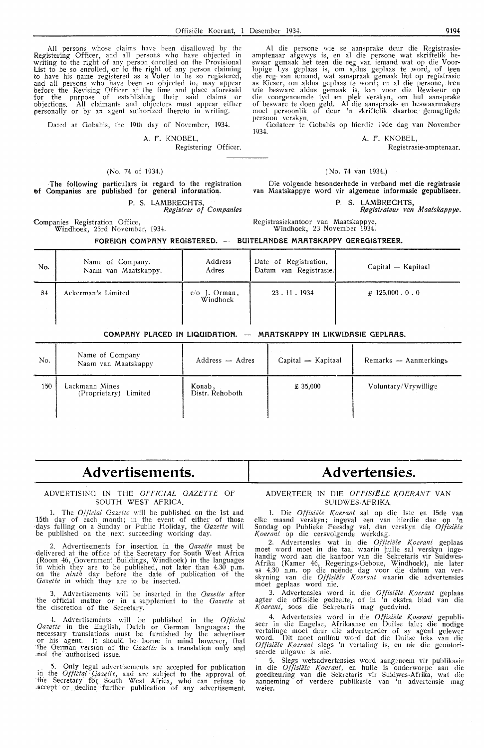All persons whose claims have been disallowed by the Registering Officer, and all persons who have objected in writing to the right of any person enrolled on the Provisional List to be so enrolled, or to the right of any person claiming to have his name registered as a Voter to be so registered, and all persons who have been so objected to, may appear before the Revising Officer at the time and place aforesaid for the purpose of establishing their said claims or objections. All claimants and objectors must appear either personally or by an agent authorized thereto in writing.

Dated at Gobabis, the 19th day of November, 1934.

A. F. KNOBEL,
Registering Officer.

Al die persone wie se aansprake deur die Registrasie-amptenaar afgewys is, en al die persone wat skriftelik beswaar gemaak het teen die reg van iemand wat op die Voorlopige Lys geplaas is, om aldus geplaas te word, of teen die reg van iemand, wat aanspraak gemaak het op registrasie as Kieser, om aldus geplaas te word; en al die persone, teen wie besware aldus gemaak is, kan voor die Rewiseur op die voorgenoemde tyd en plek verskyn, om hul aansprake of besware te doen geld. Al die aanspraak- en beswaarmakers moet persoonlik of deur 'n skriftelik daartoe gemagtigde persoon verskyn.

Gedateer te Gobabis op hierdie 19de dag van November 1934.

A. F. KNOBEL,
Registrasie-amptenaar.

(No. 74 of 1934.)

The following particulars in regard to the registration of Companies are published for general information.

P. S. LAMBRECHTS,
*Registrar of Companies*

Companies Registration Office,
Windhoek, 23rd November, 1934.

(No. 74 van 1934.)

Die volgende besonderhede in verband met die registrasie van Maatskappye word vir algemene informasie gepubliseer.

P. S. LAMBRECHTS,
*Registrateur van Maatskappye.*

Registrasiekantoor van Maatskappye,
Windhoek, 23 November 1934.

**FOREIGN COMPANY REGISTERED. — BUITELANDSE MAATSKAPPY GEREGISTREER.**

| No. | Name of Company. Naam van Maatskappy. | Address Adres | Date of Registration. Datum van Registrasie. | Capital — Kapitaal |
|---|---|---|---|---|
| 84 | Ackerman's Limited | c/o J. Orman, Windhoek | 23 . 11 . 1934 | £ 125,000 . 0 . 0 |

**COMPANY PLACED IN LIQUIDATION. — MAATSKAPPY IN LIKWIDASIE GEPLAAS.**

| No. | Name of Company Naam van Maatskappy | Address — Adres | Capital — Kapitaal | Remarks — Aanmerkings |
|---|---|---|---|---|
| 150 | Lackmann Mines (Proprietary) Limited | Konab, Distr. Rehoboth | £ 35,000 | Voluntary/Vrywillige |

# Advertisements.

## ADVERTISING IN THE *OFFICIAL GAZETTE* OF SOUTH WEST AFRICA.

1. The *Official Gazette* will be published on the 1st and 15th day of each month; in the event of either of those days falling on a Sunday or Public Holiday, the *Gazette* will be published on the next succeeding working day.

2. Advertisements for insertion in the *Gazette* must be delivered at the office of the Secretary for South West Africa (Room 46, Government Buildings, Windhoek) in the languages in which they are to be published, not later than 4.30 p.m. on the *ninth* day before the date of publication of the *Gazette* in which they are to be inserted.

3. Advertisements will be inserted in the *Gazette* after the official matter or in a supplement to the *Gazette* at the discretion of the Secretary.

4. Advertisements will be published in the *Official Gazette* in the English, Dutch or German languages; the necessary translations must be furnished by the advertiser or his agent. It should be borne in mind however, that the German version of the *Gazette* is a translation only and not the authorised issue.

5. Only legal advertisements are accepted for publication in the *Official Gazette*, and are subject to the approval of the Secretary for South West Africa, who can refuse to accept or decline further publication of any advertisement.

# Advertensies.

## ADVERTEER IN DIE *OFFISIëLE KOERANT* VAN SUIDWES-AFRIKA.

1. Die *Offisiële Koerant* sal op die 1ste en 15de van elke maand verskyn; ingeval een van hierdie dae op 'n Sondag of Publieke Feesdag val, dan verskyn die *Offisiële Koerant* op die eersvolgende werkdag.

2. Advertensies wat in die *Offisiële Koerant* geplaas moet word moet in die taal waarin hulle sal verskyn ingehandig word aan die kantoor van die Sekretaris vir Suidwes-Afrika (Kamer 46, Regerings-Geboue, Windhoek), nie later as 4.30 n.m. op die neënde dag voor die datum van verskyning van die *Offisiële Koerant* waarin die advertensies moet geplaas word nie.

3. Advertensies word in die *Offisiële Koerant* geplaas agter die offisiële gedeelte, of in 'n ekstra blad van die *Koerant*, soos die Sekretaris mag goedvind.

4. Advertensies word in die *Offisiële Koerant* gepubliseer in die Engelse, Afrikaanse en Duitse tale; die nodige vertalinge moet deur die adverteerder of sy agent gelewer word. Dit moet onthou word dat die Duitse teks van die *Offisiële Koerant* slegs 'n vertaling is, en nie die geoutoriseerde uitgawe is nie.

5. Slegs wetsadvertensies word aangeneem vir publikasie in die *Offisiële Koerant*, en hulle is onderworpe aan die goedkeuring van die Sekretaris vir Suidwes-Afrika, wat die aanneming of verdere publikasie van 'n advertensie mag weier.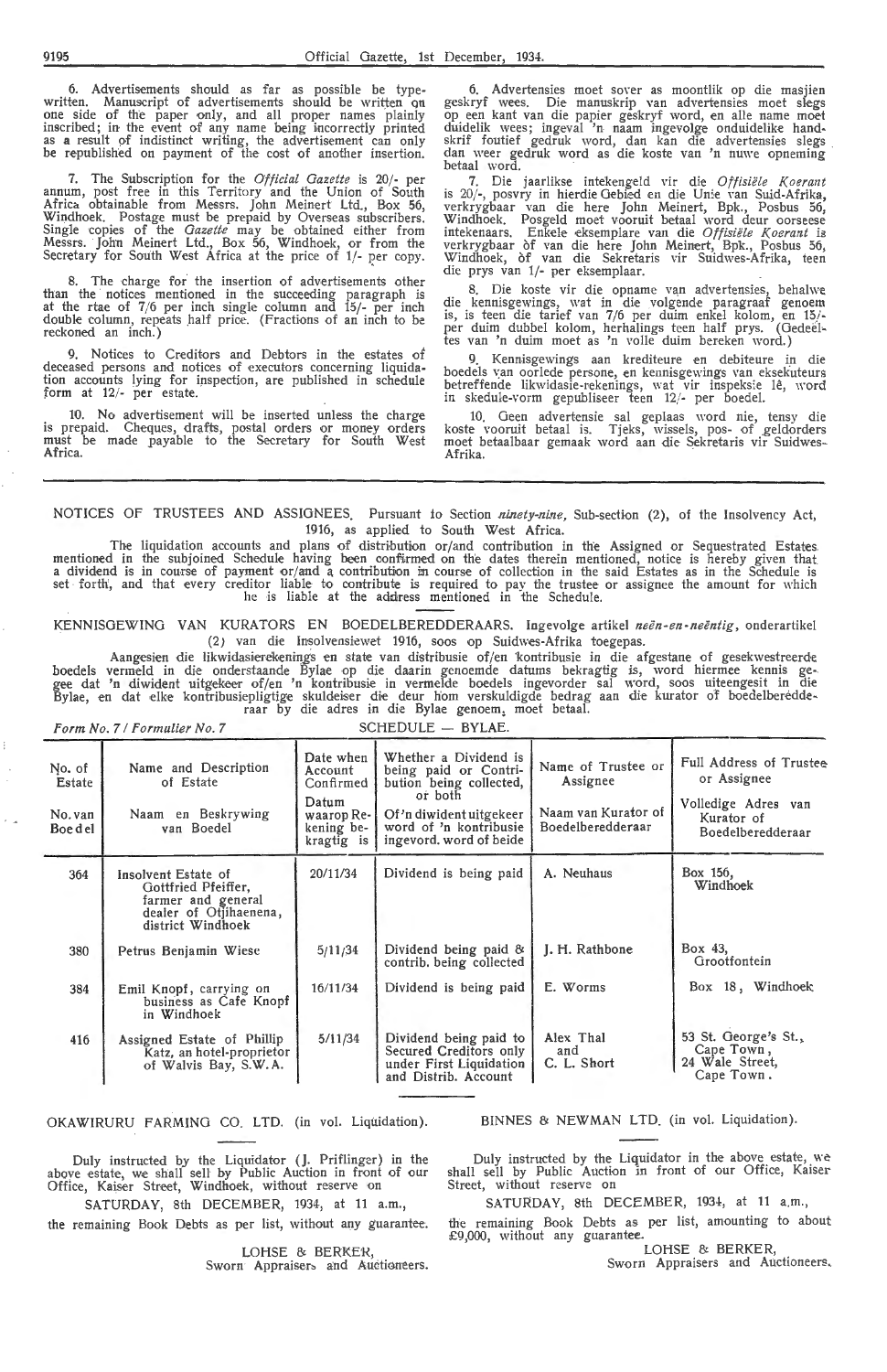6. Advertisements should as far as possible be typewritten. Manuscript of advertisements should be written on one side of the paper only, and all proper names plainly inscribed; in the event of any name being incorrectly printed as a result of indistinct writing, the advertisement can only be republished on payment of the cost of another insertion.

7. The Subscription for the *Official Gazette* is 20/- per annum, post free in this Territory and the Union of South Africa obtainable from Messrs. John Meinert Ltd., Box 56, Windhoek. Postage must be prepaid by Overseas subscribers. Single copies of the *Gazette* may be obtained either from Messrs. John Meinert Ltd., Box 56, Windhoek, or from the Secretary for South West Africa at the price of 1/- per copy.

8. The charge for the insertion of advertisements other than the notices mentioned in the succeeding paragraph is at the rtae of 7/6 per inch single column and 15/- per inch double column, repeats half price. (Fractions of an inch to be reckoned an inch.)

9. Notices to Creditors and Debtors in the estates of deceased persons and notices of executors concerning liquidation accounts lying for inspection, are published in schedule form at 12/- per estate.

10. No advertisement will be inserted unless the charge is prepaid. Cheques, drafts, postal orders or money orders must be made payable to the Secretary for South West Africa.

6. Advertensies moet sover as moontlik op die masjien geskryf wees. Die manuskrip van advertensies moet slegs op een kant van die papier geskryf word, en alle name moet duidelik wees; ingeval 'n naam ingevolge onduidelike handskrif foutief gedruk word, kan die advertensies slegs dan weer gedruk word as die koste van 'n nuwe opneming betaal word.

7. Die jaarlikse intekengeld vir die *Offisiële Koerant* is 20/-, posvry in hierdie Gebied en die Unie van Suid-Afrika, verkrygbaar van die here John Meinert, Bpk., Posbus 56, Windhoek. Posgeld moet vooruit betaal word deur oorseese intekenaars. Enkele eksemplare van die *Offisiële Koerant* is verkrygbaar òf van die here John Meinert, Bpk., Posbus 56, Windhoek, òf van die Sekretaris vir Suidwes-Afrika, teen die prys van 1/- per eksemplaar.

8. Die koste vir die opname van advertensies, behalwe die kennisgewings, wat in die volgende paragraaf genoem is, is teen die tarief van 7/6 per duim enkel kolom, en 15/- per duim dubbel kolom, herhalings teen half prys. (Gedeeltes van 'n duim moet as 'n volle duim bereken word.)

9. Kennisgewings aan krediteure en debiteure in die boedels van oorlede persone, en kennisgewings van eksekuteurs betreffende likwidasie-rekenings, wat vir inspeksie lê, word in skedule-vorm gepubliseer teen 12/- per boedel.

10. Geen advertensie sal geplaas word nie, tensy die koste vooruit betaal is. Tjeks, wissels, pos- of geldorders moet betaalbaar gemaak word aan die Sekretaris vir Suidwes-Afrika.

NOTICES OF TRUSTEES AND ASSIGNEES. Pursuant to Section *ninety-nine*, Sub-section (2), of the Insolvency Act, 1916, as applied to South West Africa.

The liquidation accounts and plans of distribution or/and contribution in the Assigned or Sequestrated Estates mentioned in the subjoined Schedule having been confirmed on the dates therein mentioned, notice is hereby given that a dividend is in course of payment or/and a contribution in course of collection in the said Estates as in the Schedule is set forth, and that every creditor liable to contribute is required to pay the trustee or assignee the amount for which he is liable at the address mentioned in the Schedule.

KENNISGEWING VAN KURATORS EN BOEDELBEREDDERAARS. Ingevolge artikel *neën-en-neëntig*, onderartikel (2) van die Insolvensiewet 1916, soos op Suidwes-Afrika toegepas.

Aangesien die likwidasierekenings en state van distribusie of/en kontribusie in die afgestane of gesekwestreerde boedels vermeld in die onderstaande Bylae op die daarin genoemde datums bekragtig is, word hiermee kennis gegee dat 'n diwident uitgekeer of/en 'n kontribusie in vermelde boedels ingevorder sal word, soos uiteengesit in die Bylae, en dat elke kontribusiepligtige skuldeiser die deur hom verskuldigde bedrag aan die kurator of boedelberedderaar by die adres in die Bylae genoem, moet betaal.

*Form No. 7 / Formulier No. 7* — SCHEDULE — BYLAE.

| No. of Estate / No. van Boedel | Name and Description of Estate / Naam en Beskrywing van Boedel | Date when Account Confirmed / Datum waarop Rekening bekragtig is | Whether a Dividend is being paid or Contribution being collected, or both / Of 'n diwident uitgekeer word of 'n kontribusie ingevord. word of beide | Name of Trustee or Assignee / Naam van Kurator of Boedelberedderaar | Full Address of Trustee or Assignee / Volledige Adres van Kurator of Boedelberedderaar |
|---|---|---|---|---|---|
| 364 | Insolvent Estate of Gottfried Pfeiffer, farmer and general dealer of Otjihaenena, district Windhoek | 20/11/34 | Dividend is being paid | A. Neuhaus | Box 156, Windhoek |
| 380 | Petrus Benjamin Wiese | 5/11/34 | Dividend being paid & contrib. being collected | J. H. Rathbone | Box 43, Grootfontein |
| 384 | Emil Knopf, carrying on business as Cafe Knopf in Windhoek | 16/11/34 | Dividend is being paid | E. Worms | Box 18, Windhoek |
| 416 | Assigned Estate of Phillip Katz, an hotel-proprietor of Walvis Bay, S.W.A. | 5/11/34 | Dividend being paid to Secured Creditors only under First Liquidation and Distrib. Account | Alex Thal and C. L. Short | 53 St. George's St., Cape Town, 24 Wale Street, Cape Town. |

OKAWIRURU FARMING CO. LTD. (in vol. Liquidation).

Duly instructed by the Liquidator (J. Priflinger) in the above estate, we shall sell by Public Auction in front of our Office, Kaiser Street, Windhoek, without reserve on

SATURDAY, 8th DECEMBER, 1934, at 11 a.m.,

the remaining Book Debts as per list, without any guarantee.

LOHSE & BERKER,
Sworn Appraisers and Auctioneers.

BINNES & NEWMAN LTD. (in vol. Liquidation).

Duly instructed by the Liquidator in the above estate, we shall sell by Public Auction in front of our Office, Kaiser Street, Windhoek, without reserve on

SATURDAY, 8th DECEMBER, 1934, at 11 a.m.,

the remaining Book Debts as per list, amounting to about £9,000, without any guarantee.

LOHSE & BERKER,
Sworn Appraisers and Auctioneers.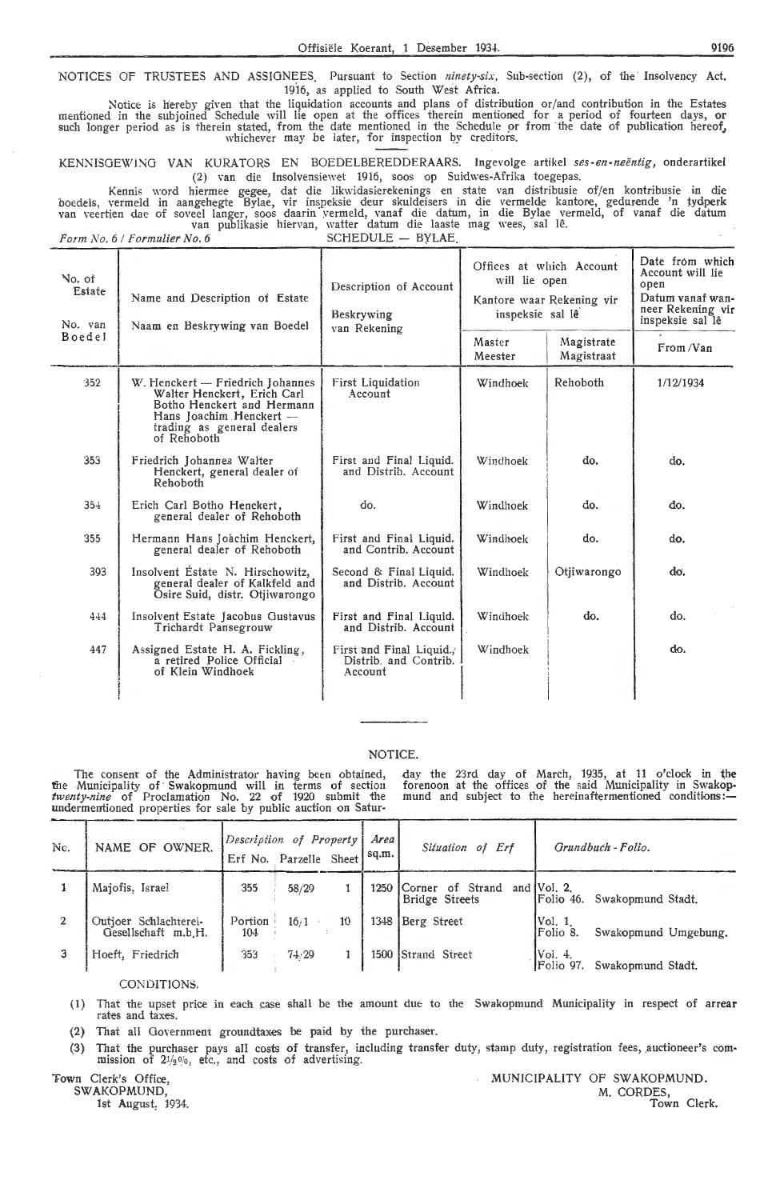NOTICES OF TRUSTEES AND ASSIGNEES. Pursuant to Section *ninety-six,* Sub-section (2), of the Insolvency Act, 1916, as applied to South West Africa.

Notice is hereby given that the liquidation accounts and plans of distribution or/and contribution in the Estates mentioned in the subjoined Schedule will lie open at the offices therein mentioned for a period of fourteen days, or such longer period as is therein stated, from the date mentioned in the Schedule or from the date of publication hereof, whichever may be later, for inspection by creditors.

KENNISGEWING VAN KURATORS EN BOEDELBEREDDERAARS. Ingevolge artikel *ses-en-neëntig,* onderartikel (2) van die Insolvensiewet 1916, soos op Suidwes-Afrika toegepas.

Kennis word hiermee gegee, dat die likwidasierekenings en state van distribusie of/en kontribusie in die boedels, vermeld in aangehegte Bylae, vir inspeksie deur skuldeisers in die vermelde kantore, gedurende 'n tydperk van veertien dae of soveel langer, soos daarin vermeld, vanaf die datum, in die Bylae vermeld, of vanaf die datum van publikasie hiervan, watter datum die laaste mag wees, sal lê.

*Form No. 6 / Formulier No. 6* SCHEDULE — BYLAE.

| No. of Estate / No. van Boedel | Name and Description of Estate / Naam en Beskrywing van Boedel | Description of Account / Beskrywing van Rekening | Offices at which Account will lie open / Kantore waar Rekening vir inspeksie sal lê | | Date from which Account will lie open / Datum vanaf wanneer Rekening vir inspeksie sal lê |
|---|---|---|---|---|---|
| | | | Master / Meester | Magistrate / Magistraat | From / Van |
| 352 | W. Henckert — Friedrich Johannes Walter Henckert, Erich Carl Botho Henckert and Hermann Hans Joachim Henckert — trading as general dealers of Rehoboth | First Liquidation Account | Windhoek | Rehoboth | 1/12/1934 |
| 353 | Friedrich Johannes Walter Henckert, general dealer of Rehoboth | First and Final Liquid. and Distrib. Account | Windhoek | do. | do. |
| 354 | Erich Carl Botho Henckert, general dealer of Rehoboth | do. | Windhoek | do. | do. |
| 355 | Hermann Hans Joachim Henckert, general dealer of Rehoboth | First and Final Liquid. and Contrib. Account | Windhoek | do. | do. |
| 393 | Insolvent Estate N. Hirschowitz, general dealer of Kalkfeld and Osire Suid, distr. Otjiwarongo | Second & Final Liquid. and Distrib. Account | Windhoek | Otjiwarongo | do. |
| 444 | Insolvent Estate Jacobus Gustavus Trichardt Pansegrouw | First and Final Liquid. and Distrib. Account | Windhoek | do. | do. |
| 447 | Assigned Estate H. A. Fickling, a retired Police Official of Klein Windhoek | First and Final Liquid., Distrib. and Contrib. Account | Windhoek | | do. |

## NOTICE.

The consent of the Administrator having been obtained, the Municipality of Swakopmund will in terms of section *twenty-nine* of Proclamation No. 22 of 1920 submit the undermentioned properties for sale by public auction on Saturday the 23rd day of March, 1935, at 11 o'clock in the forenoon at the offices of the said Municipality in Swakopmund and subject to the hereinaftermentioned conditions:—

| No. | NAME OF OWNER. | Description of Property | | | Area sq.m. | Situation of Erf | Grundbuch - Folio. |
|---|---|---|---|---|---|---|---|
| | | Erf No. | Parzelle | Sheet | | | |
| 1 | Majofis, Israel | 355 | 58/29 | 1 | 1250 | Corner of Strand and Bridge Streets | Vol. 2. Folio 46. Swakopmund Stadt. |
| 2 | Outjoer Schlachterei-Gesellschaft m.b.H. | Portion 104 | 16/1 | 10 | 1348 | Berg Street | Vol. 1. Folio 8. Swakopmund Umgebung. |
| 3 | Hoeft, Friedrich | 353 | 74/29 | 1 | 1500 | Strand Street | Vol. 4. Folio 97. Swakopmund Stadt. |

CONDITIONS.

(1) That the upset price in each case shall be the amount due to the Swakopmund Municipality in respect of arrear rates and taxes.

(2) That all Government groundtaxes be paid by the purchaser.

(3) That the purchaser pays all costs of transfer, including transfer duty, stamp duty, registration fees, auctioneer's commission of 2½%, etc., and costs of advertising.

Town Clerk's Office,
SWAKOPMUND,
1st August, 1934.

MUNICIPALITY OF SWAKOPMUND.
M. CORDES,
Town Clerk.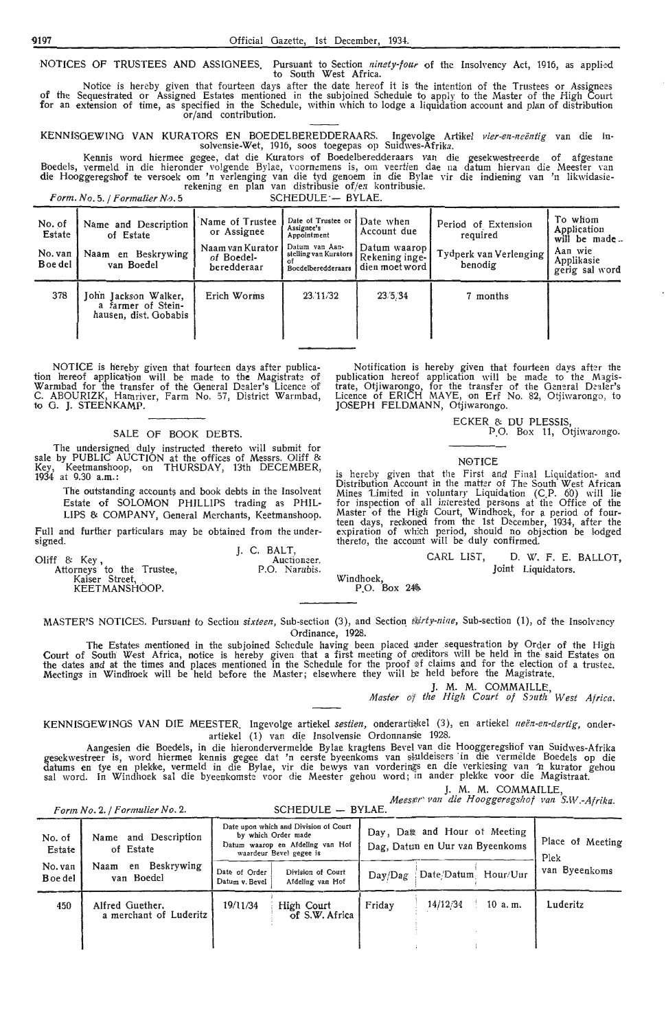NOTICES OF TRUSTEES AND ASSIGNEES. Pursuant to Section *ninety-four* of the Insolvency Act, 1916, as applied to South West Africa.

Notice is hereby given that fourteen days after the date hereof it is the intention of the Trustees or Assignees of the Sequestrated or Assigned Estates mentioned in the subjoined Schedule to apply to the Master of the High Court for an extension of time, as specified in the Schedule, within which to lodge a liquidation account and plan of distribution or/and contribution.

KENNISGEWING VAN KURATORS EN BOEDELBEREDDERAARS. Ingevolge Artikel *vier-en-neëntig* van die Insolvensie-Wet, 1916, soos toegepas op Suidwes-Afrika.

Kennis word hiermee gegee, dat die Kurators of Boedelberedderaars van die gesekwestreerde of afgestane Boedels, vermeld in die hieronder volgende Bylae, voornemens is, om veertien dae na datum hiervan die Meester van die Hooggeregshof te versoek om 'n verlenging van die tyd genoem in die Bylae vir die indiening van 'n likwidasie-rekening en plan van distribusie of/en kontribusie.

*Form. No.* 5. / *Formulier No.* 5 SCHEDULE — BYLAE.

| No. of Estate / No. van Boedel | Name and Description of Estate / Naam en Beskrywing van Boedel | Name of Trustee or Assignee / Naam van Kurator of Boedel-beredderaar | Date of Trustee or Assignee's Appointment / Datum van Aanstelling van Kurators of Boedelberedderaars | Date when Account due / Datum waarop Rekening ingedien moet word | Period of Extension required / Tydperk van Verlenging benodig | To whom Application will be made / Aan wie Applikasie gerig sal word |
|---|---|---|---|---|---|---|
| 378 | John Jackson Walker, a farmer of Steinhausen, dist. Gobabis | Erich Worms | 23/11/32 | 23/5/34 | 7 months | |

NOTICE is hereby given that fourteen days after publication hereof application will be made to the Magistrate of Warmbad for the transfer of the General Dealer's Licence of C. ABOURIZK, Hamriver, Farm No. 57, District Warmbad, to G. J. STEENKAMP.

## SALE OF BOOK DEBTS.

The undersigned duly instructed thereto will submit for sale by PUBLIC AUCTION at the offices of Messrs. Oliff & Key, Keetmanshoop, on THURSDAY, 13th DECEMBER, 1934 at 9.30 a.m.:

The outstanding accounts and book debts in the Insolvent Estate of SOLOMON PHILLIPS trading as PHILLIPS & COMPANY, General Merchants, Keetmanshoop.

Full and further particulars may be obtained from the undersigned.

J. C. BALT,
Auctioneer.
P.O. Narubis.

Oliff & Key,
Attorneys to the Trustee,
Kaiser Street,
KEETMANSHOOP.

Notification is hereby given that fourteen days after the publication hereof application will be made to the Magistrate, Otjiwarongo, for the transfer of the General Dealer's Licence of ERICH MAYE, on Erf No. 82, Otjiwarongo, to JOSEPH FELDMANN, Otjiwarongo.

ECKER & DU PLESSIS,
P.O. Box 11, Otjiwarongo.

## NOTICE

is hereby given that the First and Final Liquidation- and Distribution Account in the matter of The South West African Mines Limited in voluntary Liquidation (C.P. 60) will lie for inspection of all interested persons at the Office of the Master of the High Court, Windhoek, for a period of fourteen days, reckoned from the 1st December, 1934, after the expiration of which period, should no objection be lodged thereto, the account will be duly confirmed.

CARL LIST, D. W. F. E. BALLOT,
Joint Liquidators.

Windhoek,
P.O. Box 246.

MASTER'S NOTICES. Pursuant to Section *sixteen*, Sub-section (3), and Section *thirty-nine*, Sub-section (1), of the Insolvency Ordinance, 1928.

The Estates mentioned in the subjoined Schedule having been placed under sequestration by Order of the High Court of South West Africa, notice is hereby given that a first meeting of creditors will be held in the said Estates on the dates and at the times and places mentioned in the Schedule for the proof of claims and for the election of a trustee. Meetings in Windhoek will be held before the Master; elsewhere they will be held before the Magistrate.

J. M. M. COMMAILLE,
*Master of the High Court of South West Africa.*

KENNISGEWINGS VAN DIE MEESTER. Ingevolge artiekel *sestien*, onderartiekel (3), en artiekel *neën-en-dertig*, onderartiekel (1) van die Insolvensie Ordonnansie 1928.

Aangesien die Boedels, in die hierondervermelde Bylae kragtens Bevel van die Hooggeregshof van Suidwes-Afrika gesekwestreer is, word hiermee kennis gegee dat 'n eerste byeenkoms van skuldeisers in die vermelde Boedels op die datums en tye en plekke, vermeld in die Bylae, vir die bewys van vorderings en die verkiesing van 'n kurator gehou sal word. In Windhoek sal die byeenkomste voor die Meester gehou word; in ander plekke voor die Magistraat.

J. M. M. COMMAILLE,
*Meester van die Hooggeregshof van S.W.-Afrika.*

*Form No.* 2. / *Formulier No.* 2. SCHEDULE — BYLAE.

| No. of Estate / No. van Boedel | Name and Description of Estate / Naam en Beskrywing van Boedel | Date upon which and Division of Court by which Order made / Datum waarop en Afdeling van Hof waardeur Bevel gegee is | | Day, Date and Hour of Meeting / Dag, Datum en Uur van Byeenkoms | | | Place of Meeting / Plek van Byeenkoms |
|---|---|---|---|---|---|---|---|
| | | Date of Order / Datum v. Bevel | Division of Court / Afdeling van Hof | Day/Dag | Date/Datum | Hour/Uur | |
| 450 | Alfred Guether, a merchant of Luderitz | 19/11/34 | High Court of S.W. Africa | Friday | 14/12/34 | 10 a. m. | Luderitz |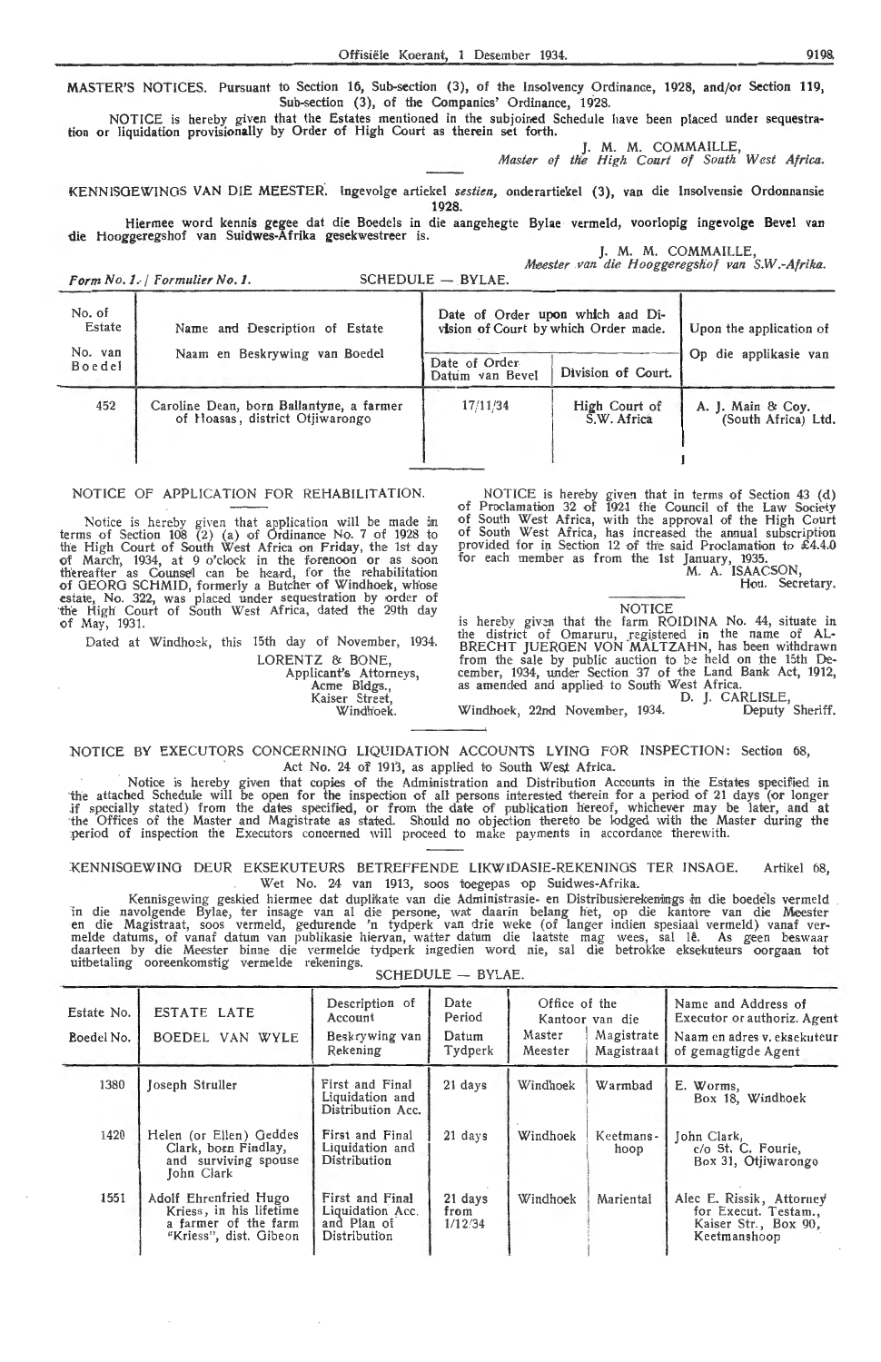MASTER'S NOTICES. Pursuant to Section 16, Sub-section (3), of the Insolvency Ordinance, 1928, and/or Section 119, Sub-section (3), of the Companies' Ordinance, 1928.

NOTICE is hereby given that the Estates mentioned in the subjoined Schedule have been placed under sequestration or liquidation provisionally by Order of High Court as therein set forth.

J. M. M. COMMAILLE,
*Master of the High Court of South West Africa.*

KENNISGEWINGS VAN DIE MEESTER. Ingevolge artiekel *sestien*, onderartiekel (3), van die Insolvensie Ordonnansie 1928.

Hiermee word kennis gegee dat die Boedels in die aangehegte Bylae vermeld, voorlopig ingevolge Bevel van die Hooggeregshof van Suidwes-Afrika gesekwestreer is.

J. M. M. COMMAILLE,
*Meester van die Hooggeregshof van S.W.-Afrika.*

*Form No. 1. / Formulier No. 1.* SCHEDULE — BYLAE.

| No. of Estate / No. van Boedel | Name and Description of Estate / Naam en Beskrywing van Boedel | Date of Order upon which and Division of Court by which Order made. | | Upon the application of / Op die applikasie van |
|---|---|---|---|---|
| | | Date of Order / Datum van Bevel | Division of Court. | |
| 452 | Caroline Dean, born Ballantyne, a farmer of Hoasas, district Otjiwarongo | 17/11/34 | High Court of S.W. Africa | A. J. Main & Coy. (South Africa) Ltd. |

NOTICE OF APPLICATION FOR REHABILITATION.

Notice is hereby given that application will be made in terms of Section 108 (2) (a) of Ordinance No. 7 of 1928 to the High Court of South West Africa on Friday, the 1st day of March, 1934, at 9 o'clock in the forenoon or as soon thereafter as Counsel can be heard, for the rehabilitation of GEORG SCHMID, formerly a Butcher of Windhoek, whose estate, No. 322, was placed under sequestration by order of the High Court of South West Africa, dated the 29th day of May, 1931.

Dated at Windhoek, this 15th day of November, 1934.

LORENTZ & BONE,
Applicant's Attorneys,
Acme Bldgs.,
Kaiser Street,
Windhoek.

NOTICE is hereby given that in terms of Section 43 (d) of Proclamation 32 of 1921 the Council of the Law Society of South West Africa, with the approval of the High Court of South West Africa, has increased the annual subscription provided for in Section 12 of the said Proclamation to £4.4.0 for each member as from the 1st January, 1935.

M. A. ISAACSON,
Hon. Secretary.

NOTICE

is hereby given that the farm ROIDINA No. 44, situate in the district of Omaruru, registered in the name of ALBRECHT JUERGEN VON MALTZAHN, has been withdrawn from the sale by public auction to be held on the 15th December, 1934, under Section 37 of the Land Bank Act, 1912, as amended and applied to South West Africa.

D. J. CARLISLE,
Windhoek, 22nd November, 1934. Deputy Sheriff.

NOTICE BY EXECUTORS CONCERNING LIQUIDATION ACCOUNTS LYING FOR INSPECTION: Section 68, Act No. 24 of 1913, as applied to South West Africa.

Notice is hereby given that copies of the Administration and Distribution Accounts in the Estates specified in the attached Schedule will be open for the inspection of all persons interested therein for a period of 21 days (or longer if specially stated) from the dates specified, or from the date of publication hereof, whichever may be later, and at the Offices of the Master and Magistrate as stated. Should no objection thereto be lodged with the Master during the period of inspection the Executors concerned will proceed to make payments in accordance therewith.

KENNISGEWING DEUR EKSEKUTEURS BETREFFENDE LIKWIDASIE-REKENINGS TER INSAGE. Artikel 68, Wet No. 24 van 1913, soos toegepas op Suidwes-Afrika.

Kennisgewing geskied hiermee dat duplikate van die Administrasie- en Distribusierekenings in die boedels vermeld in die navolgende Bylae, ter insage van al die persone, wat daarin belang het, op die kantore van die Meester en die Magistraat, soos vermeld, gedurende 'n tydperk van drie weke (of langer indien spesiaal vermeld) vanaf vermelde datums, of vanaf datum van publikasie hiervan, watter datum die laatste mag wees, sal lê. As geen beswaar daarteen by die Meester binne die vermelde tydperk ingedien word nie, sal die betrokke eksekuteurs oorgaan tot uitbetaling ooreenkomstig vermelde rekenings.

SCHEDULE — BYLAE.

| Estate No. / Boedel No. | ESTATE LATE / BOEDEL VAN WYLE | Description of Account / Beskrywing van Rekening | Date Period / Datum Tydperk | Office of the / Kantoor van die | | Name and Address of Executor or authoriz. Agent / Naam en adres v. eksekuteur of gemagtigde Agent |
|---|---|---|---|---|---|---|
| | | | | Master / Meester | Magistrate / Magistraat | |
| 1380 | Joseph Struller | First and Final Liquidation and Distribution Acc. | 21 days | Windhoek | Warmbad | E. Worms, Box 18, Windhoek |
| 1420 | Helen (or Ellen) Geddes Clark, born Findlay, and surviving spouse John Clark | First and Final Liquidation and Distribution | 21 days | Windhoek | Keetmanshoop | John Clark, c/o St. C. Fourie, Box 31, Otjiwarongo |
| 1551 | Adolf Ehrenfried Hugo Kriess, in his lifetime a farmer of the farm "Kriess", dist. Gibeon | First and Final Liquidation Acc. and Plan of Distribution | 21 days from 1/12/34 | Windhoek | Mariental | Alec E. Rissik, Attorney for Execut. Testam., Kaiser Str., Box 90, Keetmanshoop |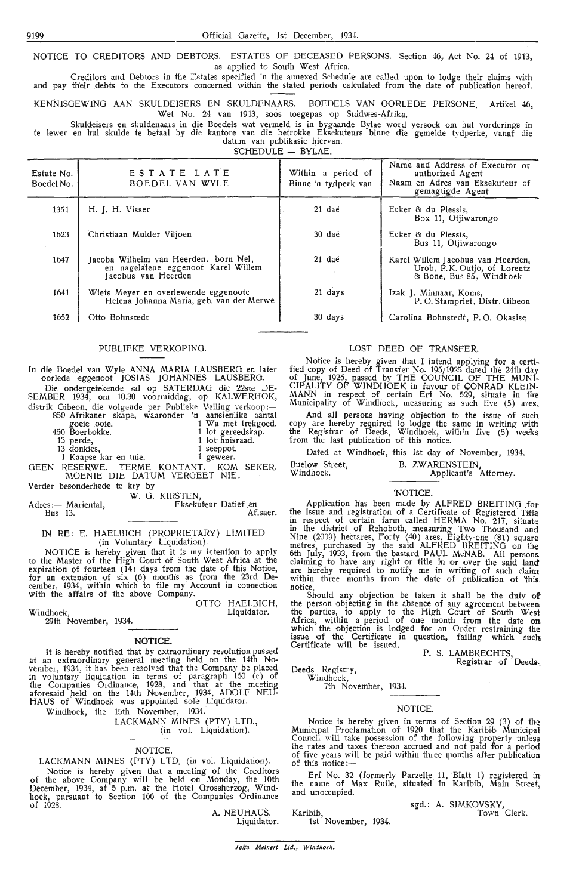NOTICE TO CREDITORS AND DEBTORS. ESTATES OF DECEASED PERSONS. Section 46, Act No. 24 of 1913, as applied to South West Africa.

Creditors and Debtors in the Estates specified in the annexed Schedule are called upon to lodge their claims with and pay their debts to the Executors concerned within the stated periods calculated from the date of publication hereof.

KENNISGEWING AAN SKULDEISERS EN SKULDENAARS. BOEDELS VAN OORLEDE PERSONE. Artikel 46, Wet No. 24 van 1913, soos toegepas op Suidwes-Afrika.

Skuldeisers en skuldenaars in die Boedels wat vermeld is in bygaande Bylae word versoek om hul vorderings in te lewer en hul skulde te betaal by die kantore van die betrokke Eksekuteurs binne die gemelde tydperke, vanaf die datum van publikasie hiervan.

SCHEDULE — BYLAE.

| Estate No. Boedel No. | ESTATE LATE BOEDEL VAN WYLE | Within a period of Binne 'n tydperk van | Name and Address of Executor or authorized Agent Naam en Adres van Eksekuteur of gemagtigde Agent |
|---|---|---|---|
| 1351 | H. J. H. Visser | 21 daë | Ecker & du Plessis, Box 11, Otjiwarongo |
| 1623 | Christiaan Mulder Viljoen | 30 daë | Ecker & du Plessis, Bus 11, Otjiwarongo |
| 1647 | Jacoba Wilhelm van Heerden, born Nel, en nagelatene eggenoot Karel Willem Jacobus van Heerden | 21 daë | Karel Willem Jacobus van Heerden, Urob, P.K. Outjo, of Lorentz & Bone, Bus 85, Windhoek |
| 1641 | Wiets Meyer en overlewende eggenoote Helena Johanna Maria, geb. van der Merwe | 21 days | Izak J. Minnaar, Koms, P. O. Stampriet, Distr. Gibeon |
| 1652 | Otto Bohnstedt | 30 days | Carolina Bohnstedt, P. O. Okasise |

## PUBLIEKE VERKOPING.

In die Boedel van Wyle ANNA MARIA LAUSBERG en later oorlede eggenoot JOSIAS JOHANNES LAUSBERG.

Die ondergetekende sal op SATERDAG die 22ste DESEMBER 1934, om 10.30 voormiddag, op KALWERHOK, distrik Gibeon, die volgende per Publieke Veiling verkoop:—

850 Afrikaner skape, waaronder 'n aansienlike aantal goeie ooie.
450 Boerbokke.
13 perde,
13 donkies,
1 Kaapse kar en tuie.
1 Wa met trekgoed.
1 lot gereedskap.
1 lot huisraad.
1 seeppot.
1 geweer.

GEEN RESERWE. TERME KONTANT. KOM SEKER. MOENIE DIE DATUM VERGEET NIE!

Verder besonderhede te kry by

W. G. KIRSTEN,
Eksekuteur Datief en Afslaer.

Adres:— Mariental,
Bus 13.

## IN RE: E. HAELBICH (PROPRIETARY) LIMITED (in Voluntary Liquidation).

NOTICE is hereby given that it is my intention to apply to the Master of the High Court of South West Africa at the expiration of fourteen (14) days from the date of this Notice, for an extension of six (6) months as from the 23rd December, 1934, within which to file my Account in connection with the affairs of the above Company.

OTTO HAELBICH,
Liquidator.

Windhoek,
29th November, 1934.

## NOTICE.

It is hereby notified that by extraordinary resolution passed at an extraordinary general meeting held on the 14th November, 1934, it has been resolved that the Company be placed in voluntary liquidation in terms of paragraph 160 (c) of the Companies Ordinance, 1928, and that at the meeting aforesaid held on the 14th November, 1934, ADOLF NEUHAUS of Windhoek was appointed sole Liquidator.

Windhoek, the 15th November, 1934.

LACKMANN MINES (PTY) LTD.,
(in vol. Liquidation).

## NOTICE.

LACKMANN MINES (PTY) LTD. (in vol. Liquidation).

Notice is hereby given that a meeting of the Creditors of the above Company will be held on Monday, the 10th December, 1934, at 5 p.m. at the Hotel Grossherzog, Windhoek, pursuant to Section 166 of the Companies Ordinance of 1928.

A. NEUHAUS,
Liquidator.

## LOST DEED OF TRANSFER.

Notice is hereby given that I intend applying for a certified copy of Deed of Transfer No. 195/1925 dated the 24th day of June, 1925, passed by THE COUNCIL OF THE MUNICIPALITY OF WINDHOEK in favour of CONRAD KLEINMANN in respect of certain Erf No. 529, situate in the Municipality of Windhoek, measuring as such five (5) ares.

And all persons having objection to the issue of such copy are hereby required to lodge the same in writing with the Registrar of Deeds, Windhoek, within five (5) weeks from the last publication of this notice.

Dated at Windhoek, this 1st day of November, 1934.

B. ZWARENSTEIN,
Applicant's Attorney.

Buelow Street,
Windhoek.

## NOTICE.

Application has been made by ALFRED BREITING for the issue and registration of a Certificate of Registered Title in respect of certain farm called HERMA No. 217, situate in the district of Rehoboth, measuring Two Thousand and Nine (2009) hectares, Forty (40) ares, Eighty-one (81) square metres, purchased by the said ALFRED BREITING on the 6th July, 1933, from the bastard PAUL McNAB. All persons claiming to have any right or title in or over the said land are hereby required to notify me in writing of such claim within three months from the date of publication of this notice.

Should any objection be taken it shall be the duty of the person objecting in the absence of any agreement between the parties, to apply to the High Court of South West Africa, within a period of one month from the date on which the objection is lodged for an Order restraining the issue of the Certificate in question, failing which such Certificate will be issued.

P. S. LAMBRECHTS,
Registrar of Deeds.

Deeds Registry,
Windhoek,
7th November, 1934.

## NOTICE.

Notice is hereby given in terms of Section 29 (3) of the Municipal Proclamation of 1920 that the Karibib Municipal Council will take possession of the following property unless the rates and taxes thereon accrued and not paid for a period of five years will be paid within three months after publication of this notice:—

Erf No. 32 (formerly Parzelle 11, Blatt 1) registered in the name of Max Ruile, situated in Karibib, Main Street, and unoccupied.

sgd.: A. SIMKOVSKY,
Town Clerk.

Karibib,
1st November, 1934.

*John Meinert Ltd., Windhoek.*